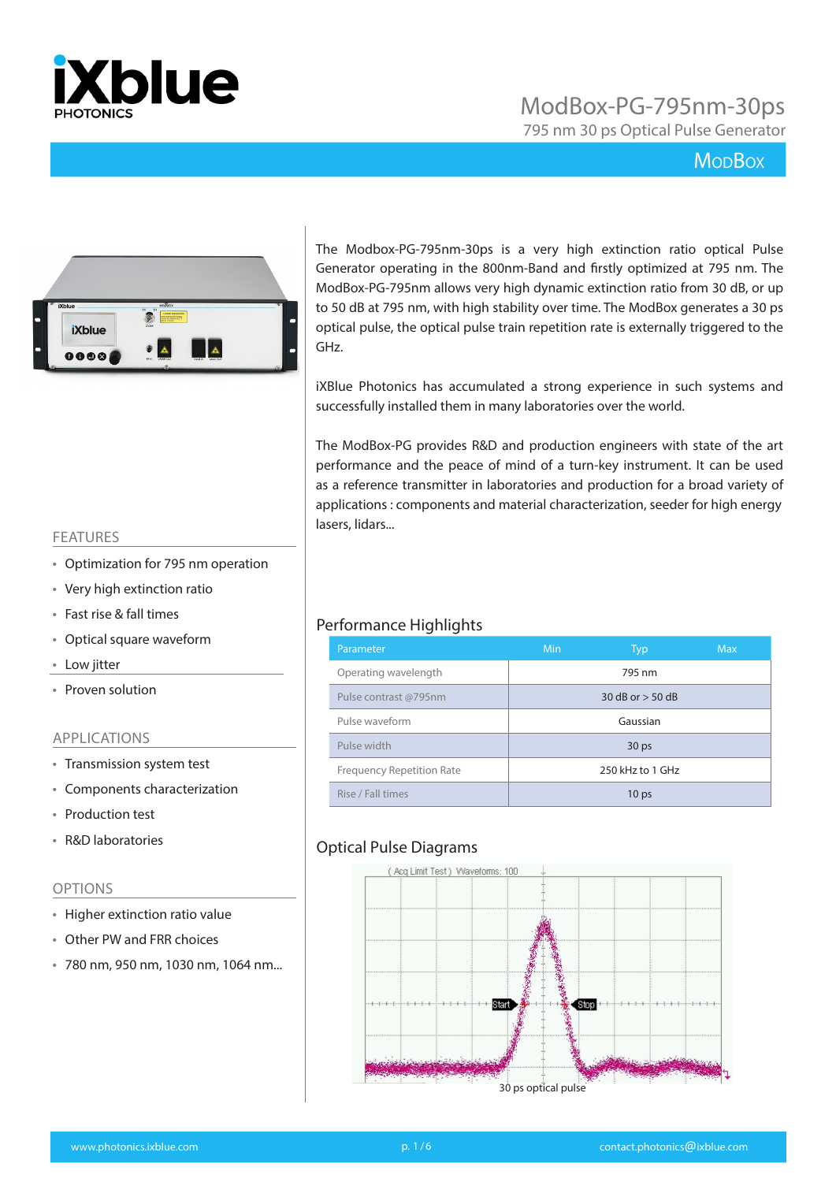# ModBox-PG-795nm-30ps

795 nm 30 ps Optical Pulse Generator

ModBox

The Modbox-PG-795nm-30ps is a very high extinction ratio optical Pulse Generator operating in the 800nm-Band and firstly optimized at 795 nm. The ModBox-PG-795nm allows very high dynamic extinction ratio from 30 dB, or up to 50 dB at 795 nm, with high stability over time. The ModBox generates a 30 ps optical pulse, the optical pulse train repetition rate is externally triggered to the GHz.

iXBlue Photonics has accumulated a strong experience in such systems and successfully installed them in many laboratories over the world.

The ModBox-PG provides R&D and production engineers with state of the art performance and the peace of mind of a turn-key instrument. It can be used as a reference transmitter in laboratories and production for a broad variety of applications : components and material characterization, seeder for high energy lasers, lidars...

## FEATURES

- Optimization for 795 nm operation
- Very high extinction ratio
- Fast rise & fall times
- Optical square waveform
- Low jitter
- Proven solution

## APPLICATIONS

- Transmission system test
- Components characterization
- Production test
- R&D laboratories

## OPTIONS

- Higher extinction ratio value
- Other PW and FRR choices
- 780 nm, 950 nm, 1030 nm, 1064 nm...

## Performance Highlights

| Parameter | Min | Typ | Max |
|---|---|---|---|
| Operating wavelength | | 795 nm | |
| Pulse contrast @795nm | | 30 dB or > 50 dB | |
| Pulse waveform | | Gaussian | |
| Pulse width | | 30 ps | |
| Frequency Repetition Rate | | 250 kHz to 1 GHz | |
| Rise / Fall times | | 10 ps | |

## Optical Pulse Diagrams

30 ps optical pulse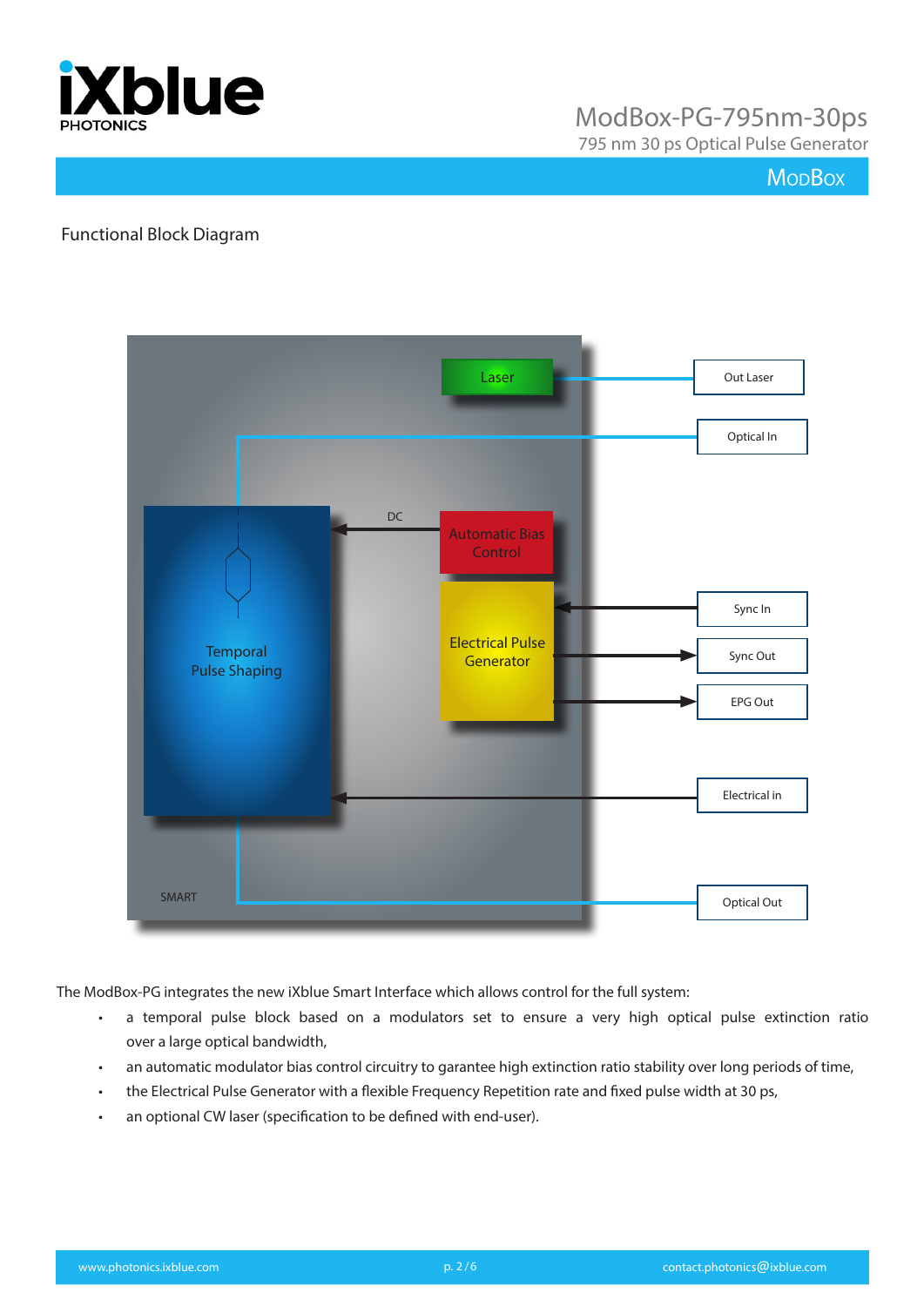## Functional Block Diagram

Laser

Out Laser

Optical In

DC

Automatic Bias Control

Temporal Pulse Shaping

Electrical Pulse Generator

Sync In

Sync Out

EPG Out

Electrical in

SMART

Optical Out

The ModBox-PG integrates the new iXblue Smart Interface which allows control for the full system:

- a temporal pulse block based on a modulators set to ensure a very high optical pulse extinction ratio over a large optical bandwidth,
- an automatic modulator bias control circuitry to garantee high extinction ratio stability over long periods of time,
- the Electrical Pulse Generator with a flexible Frequency Repetition rate and fixed pulse width at 30 ps,
- an optional CW laser (specification to be defined with end-user).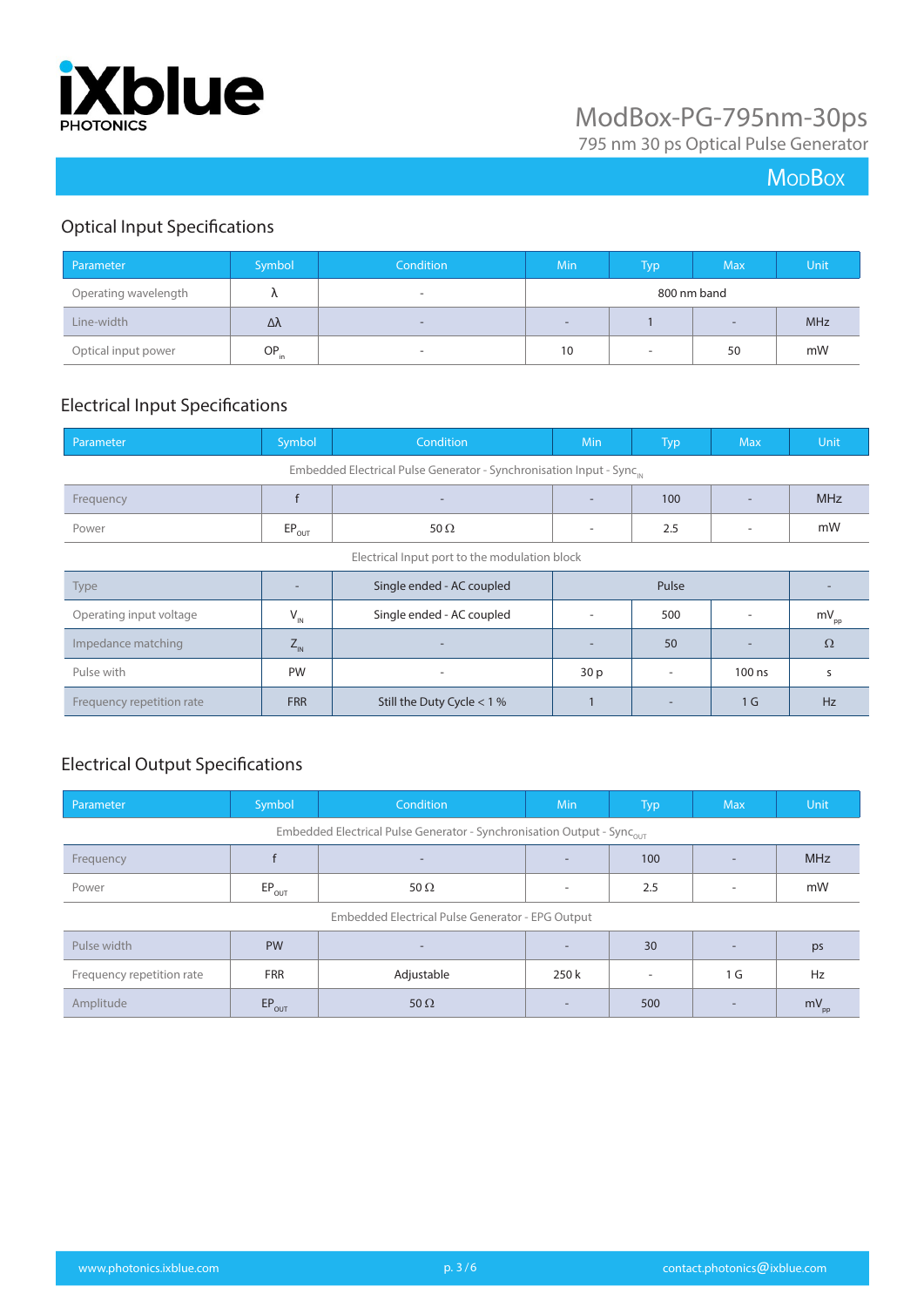## Optical Input Specifications

| Parameter | Symbol | Condition | Min | Typ | Max | Unit |
|---|---|---|---|---|---|---|
| Operating wavelength | λ | - | 800 nm band | | | |
| Line-width | Δλ | - | - | 1 | - | MHz |
| Optical input power | $OP_{in}$ | - | 10 | - | 50 | mW |

## Electrical Input Specifications

| Parameter | Symbol | Condition | Min | Typ | Max | Unit |
|---|---|---|---|---|---|---|
| Embedded Electrical Pulse Generator - Synchronisation Input - $Sync_{IN}$ | | | | | | |
| Frequency | f | - | - | 100 | - | MHz |
| Power | $EP_{OUT}$ | 50 Ω | - | 2.5 | - | mW |
| Electrical Input port to the modulation block | | | | | | |
| Type | - | Single ended - AC coupled | Pulse | | | - |
| Operating input voltage | $V_{IN}$ | Single ended - AC coupled | - | 500 | - | $mV_{PP}$ |
| Impedance matching | $Z_{IN}$ | - | - | 50 | - | Ω |
| Pulse with | PW | - | 30 p | - | 100 ns | s |
| Frequency repetition rate | FRR | Still the Duty Cycle < 1 % | 1 | - | 1 G | Hz |

## Electrical Output Specifications

| Parameter | Symbol | Condition | Min | Typ | Max | Unit |
|---|---|---|---|---|---|---|
| Embedded Electrical Pulse Generator - Synchronisation Output - $Sync_{OUT}$ | | | | | | |
| Frequency | f | - | - | 100 | - | MHz |
| Power | $EP_{OUT}$ | 50 Ω | - | 2.5 | - | mW |
| Embedded Electrical Pulse Generator - EPG Output | | | | | | |
| Pulse width | PW | - | - | 30 | - | ps |
| Frequency repetition rate | FRR | Adjustable | 250 k | - | 1 G | Hz |
| Amplitude | $EP_{OUT}$ | 50 Ω | - | 500 | - | $mV_{PP}$ |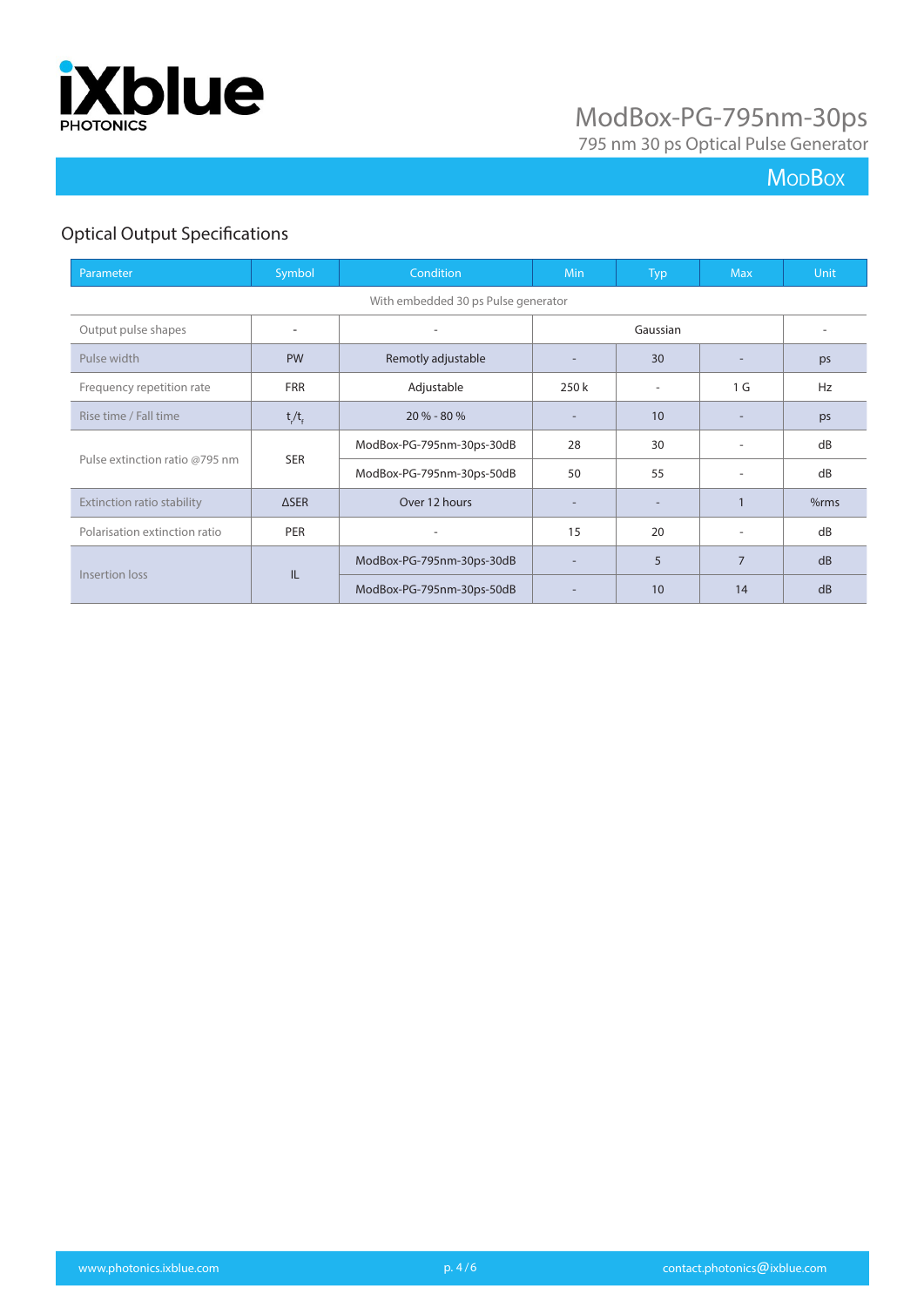## Optical Output Specifications

| Parameter | Symbol | Condition | Min | Typ | Max | Unit |
|---|---|---|---|---|---|---|
| With embedded 30 ps Pulse generator | | | | | | |
| Output pulse shapes | - | - | | Gaussian | | - |
| Pulse width | PW | Remotly adjustable | - | 30 | - | ps |
| Frequency repetition rate | FRR | Adjustable | 250 k | - | 1 G | Hz |
| Rise time / Fall time | $t_r/t_f$ | 20 % - 80 % | - | 10 | - | ps |
| Pulse extinction ratio @795 nm | SER | ModBox-PG-795nm-30ps-30dB | 28 | 30 | - | dB |
| | | ModBox-PG-795nm-30ps-50dB | 50 | 55 | - | dB |
| Extinction ratio stability | ΔSER | Over 12 hours | - | - | 1 | %rms |
| Polarisation extinction ratio | PER | - | 15 | 20 | - | dB |
| Insertion loss | IL | ModBox-PG-795nm-30ps-30dB | - | 5 | 7 | dB |
| | | ModBox-PG-795nm-30ps-50dB | - | 10 | 14 | dB |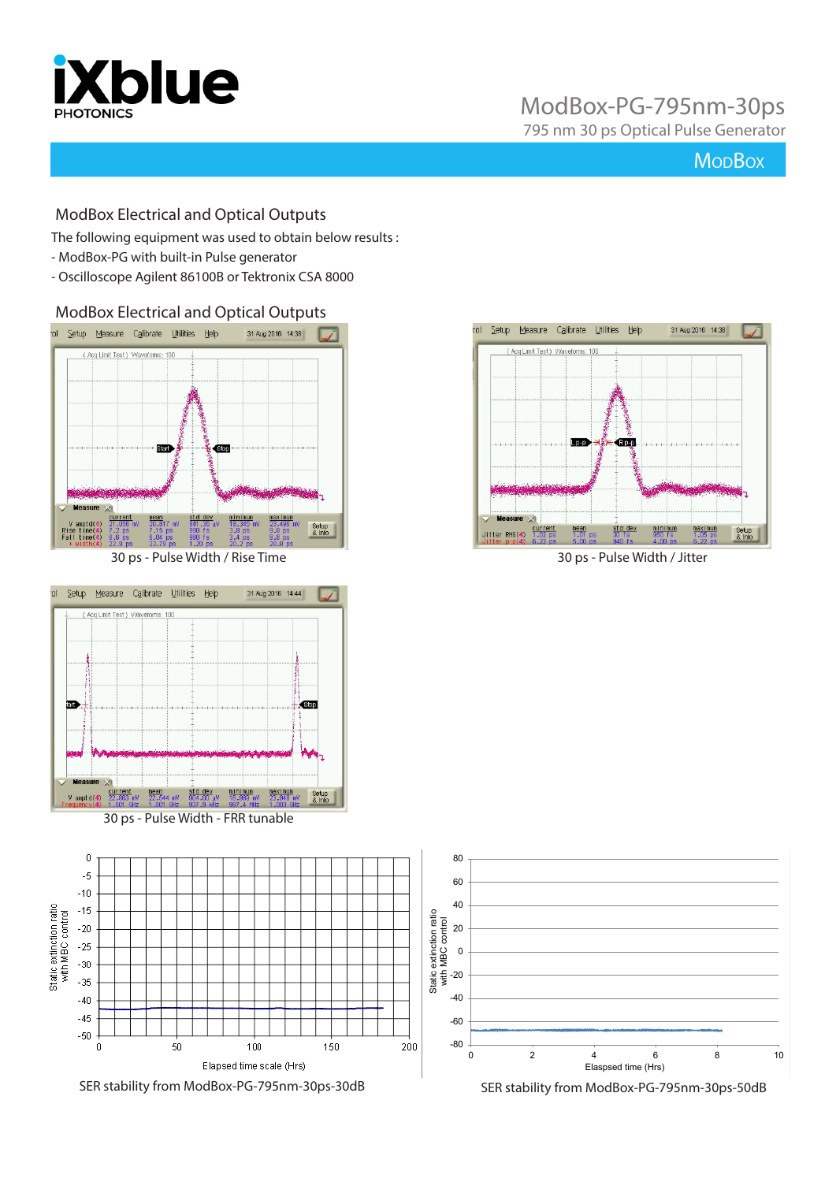# ModBox-PG-795nm-30ps

795 nm 30 ps Optical Pulse Generator

MODBOX

## ModBox Electrical and Optical Outputs

The following equipment was used to obtain below results :

- ModBox-PG with built-in Pulse generator
- Oscilloscope Agilent 86100B or Tektronix CSA 8000

## ModBox Electrical and Optical Outputs

30 ps - Pulse Width / Rise Time

30 ps - Pulse Width / Jitter

30 ps - Pulse Width - FRR tunable

SER stability from ModBox-PG-795nm-30ps-30dB

SER stability from ModBox-PG-795nm-30ps-50dB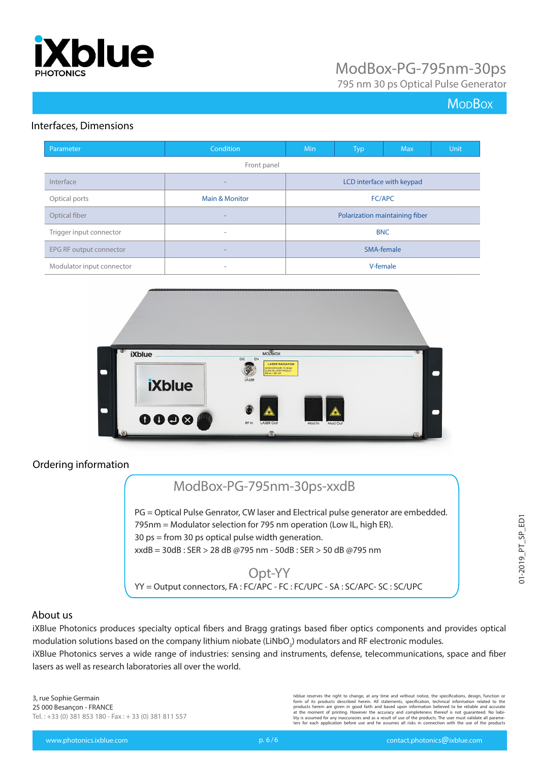# ModBox-PG-795nm-30ps

795 nm 30 ps Optical Pulse Generator

ModBox

## Interfaces, Dimensions

| Parameter | Condition | Min | Typ | Max | Unit |
|---|---|---|---|---|---|
| Front panel | | | | | |
| Interface | - | LCD interface with keypad | | | |
| Optical ports | Main & Monitor | FC/APC | | | |
| Optical fiber | - | Polarization maintaining fiber | | | |
| Trigger input connector | - | BNC | | | |
| EPG RF output connector | - | SMA-female | | | |
| Modulator input connector | - | V-female | | | |

## Ordering information

**ModBox-PG-795nm-30ps-xxdB**

PG = Optical Pulse Genrator, CW laser and Electrical pulse generator are embedded.
795nm = Modulator selection for 795 nm operation (Low IL, high ER).
30 ps = from 30 ps optical pulse width generation.
xxdB = 30dB : SER > 28 dB @795 nm - 50dB : SER > 50 dB @795 nm

**Opt-YY**

YY = Output connectors, FA : FC/APC - FC : FC/UPC - SA : SC/APC- SC : SC/UPC

## About us

iXBlue Photonics produces specialty optical fibers and Bragg gratings based fiber optics components and provides optical modulation solutions based on the company lithium niobate ($LiNbO_3$) modulators and RF electronic modules.
iXBlue Photonics serves a wide range of industries: sensing and instruments, defense, telecommunications, space and fiber lasers as well as research laboratories all over the world.

3, rue Sophie Germain
25 000 Besançon - FRANCE
Tel. : +33 (0) 381 853 180 - Fax : + 33 (0) 381 811 557

Ixblue reserves the right to change, at any time and without notice, the specifications, design, function or form of its products described herein. All statements, specification, technical information related to the products herein are given in good faith and based upon information believed to be reliable and accurate at the moment of printing. However the accuracy and completeness thereof is not guaranteed. No liability is assumed for any inaccuracies and as a result of use of the products. The user must validate all parameters for each application before use and he assumes all risks in connection with the use of the products

www.photonics.ixblue.com

contact.photonics@ixblue.com

01-2019_PT_SP_ED1